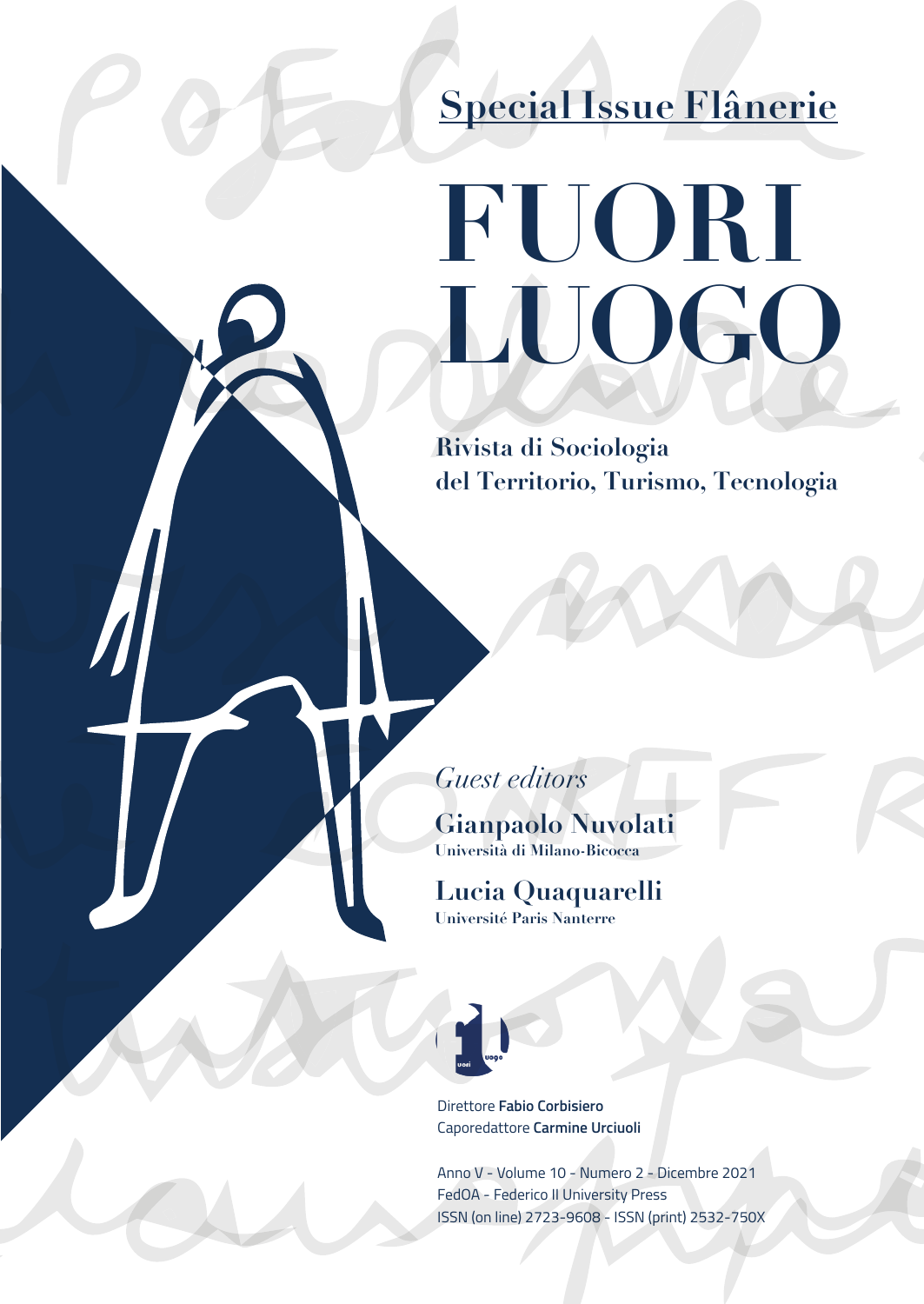## Special Issue Flânerie

# FUORI LUOGO

**Rivista di Sociologia del Territorio, Turismo, Tecnologia**

*Guest editors*

**Gianpaolo Nuvolati**
**Università di Milano-Bicocca**

**Lucia Quaquarelli**
**Université Paris Nanterre**

Direttore **Fabio Corbisiero**
Caporedattore **Carmine Urciuoli**

Anno V - Volume 10 - Numero 2 - Dicembre 2021
FedOA - Federico II University Press
ISSN (on line) 2723-9608 - ISSN (print) 2532-750X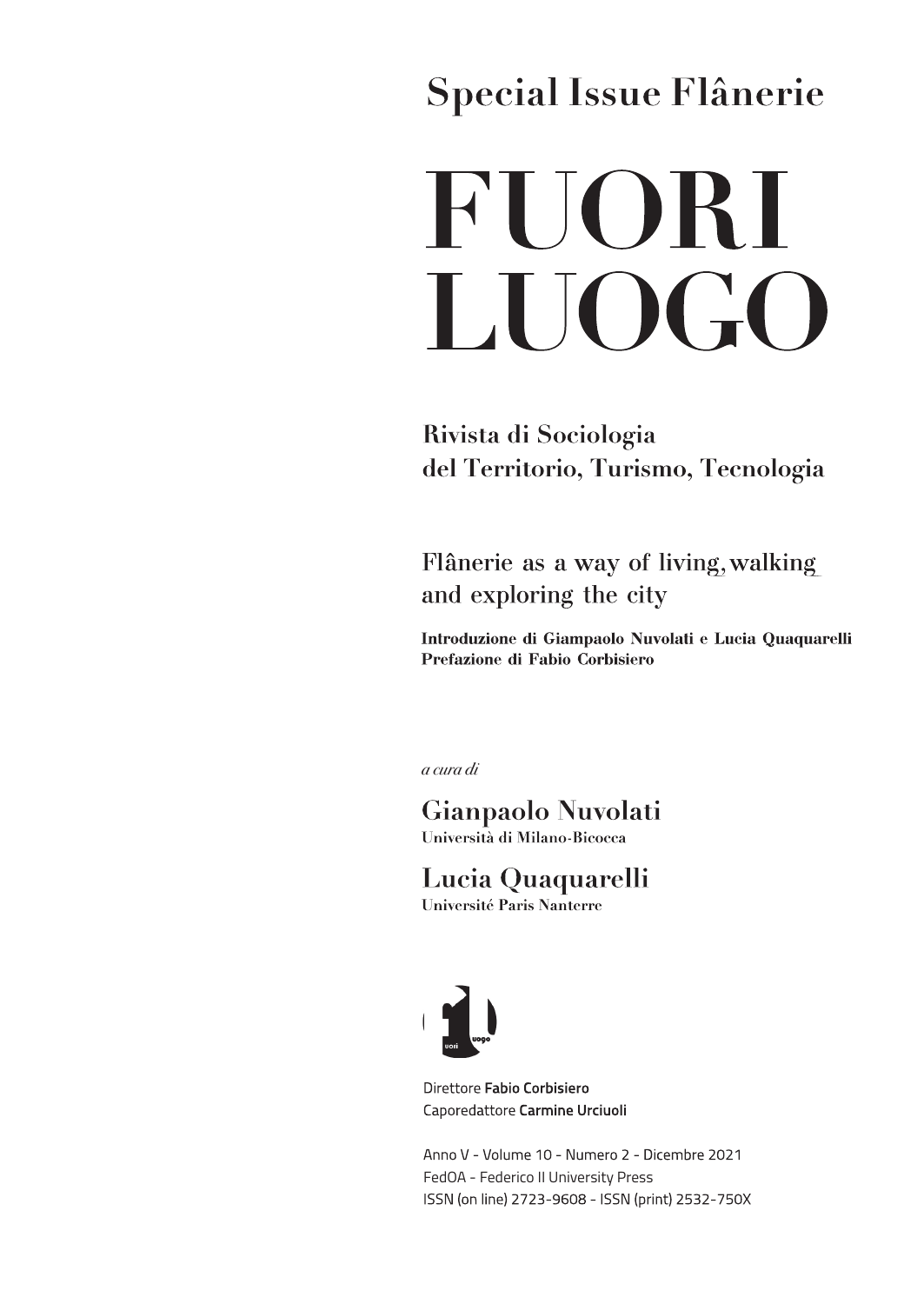# Special Issue Flânerie

# FUORI LUOGO

## Rivista di Sociologia del Territorio, Turismo, Tecnologia

### Flânerie as a way of living, walking and exploring the city

**Introduzione di Giampaolo Nuvolati e Lucia Quaquarelli**
**Prefazione di Fabio Corbisiero**

*a cura di*

**Gianpaolo Nuvolati**
Università di Milano-Bicocca

**Lucia Quaquarelli**
Université Paris Nanterre

Direttore **Fabio Corbisiero**
Caporedattore **Carmine Urciuoli**

Anno V - Volume 10 - Numero 2 - Dicembre 2021
FedOA - Federico II University Press
ISSN (on line) 2723-9608 - ISSN (print) 2532-750X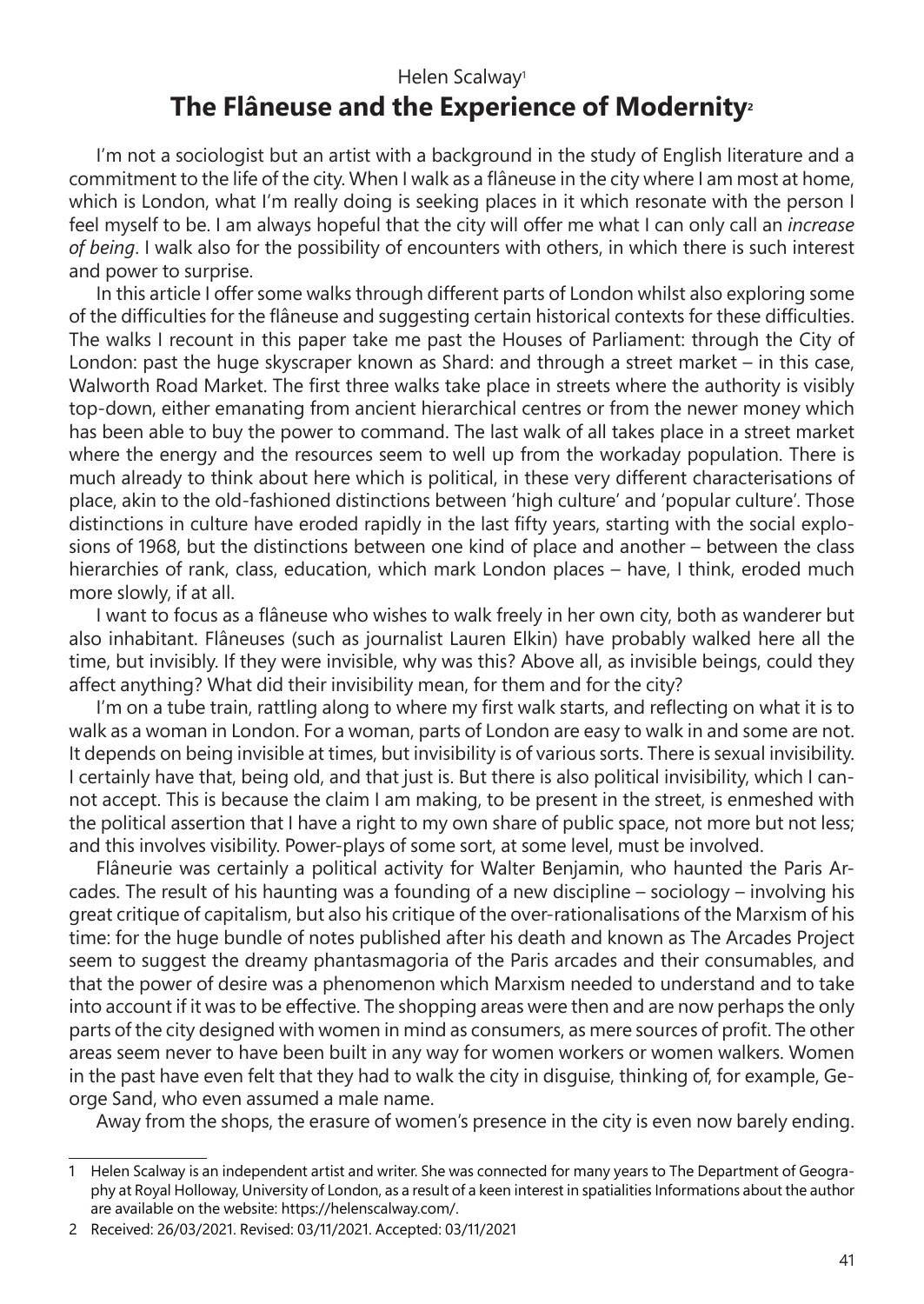Helen Scalway[1]

# The Flâneuse and the Experience of Modernity[2]

I'm not a sociologist but an artist with a background in the study of English literature and a commitment to the life of the city. When I walk as a flâneuse in the city where I am most at home, which is London, what I'm really doing is seeking places in it which resonate with the person I feel myself to be. I am always hopeful that the city will offer me what I can only call an *increase of being*. I walk also for the possibility of encounters with others, in which there is such interest and power to surprise.

In this article I offer some walks through different parts of London whilst also exploring some of the difficulties for the flâneuse and suggesting certain historical contexts for these difficulties. The walks I recount in this paper take me past the Houses of Parliament: through the City of London: past the huge skyscraper known as Shard: and through a street market – in this case, Walworth Road Market. The first three walks take place in streets where the authority is visibly top-down, either emanating from ancient hierarchical centres or from the newer money which has been able to buy the power to command. The last walk of all takes place in a street market where the energy and the resources seem to well up from the workaday population. There is much already to think about here which is political, in these very different characterisations of place, akin to the old-fashioned distinctions between 'high culture' and 'popular culture'. Those distinctions in culture have eroded rapidly in the last fifty years, starting with the social explosions of 1968, but the distinctions between one kind of place and another – between the class hierarchies of rank, class, education, which mark London places – have, I think, eroded much more slowly, if at all.

I want to focus as a flâneuse who wishes to walk freely in her own city, both as wanderer but also inhabitant. Flâneuses (such as journalist Lauren Elkin) have probably walked here all the time, but invisibly. If they were invisible, why was this? Above all, as invisible beings, could they affect anything? What did their invisibility mean, for them and for the city?

I'm on a tube train, rattling along to where my first walk starts, and reflecting on what it is to walk as a woman in London. For a woman, parts of London are easy to walk in and some are not. It depends on being invisible at times, but invisibility is of various sorts. There is sexual invisibility. I certainly have that, being old, and that just is. But there is also political invisibility, which I cannot accept. This is because the claim I am making, to be present in the street, is enmeshed with the political assertion that I have a right to my own share of public space, not more but not less; and this involves visibility. Power-plays of some sort, at some level, must be involved.

Flâneurie was certainly a political activity for Walter Benjamin, who haunted the Paris Arcades. The result of his haunting was a founding of a new discipline – sociology – involving his great critique of capitalism, but also his critique of the over-rationalisations of the Marxism of his time: for the huge bundle of notes published after his death and known as The Arcades Project seem to suggest the dreamy phantasmagoria of the Paris arcades and their consumables, and that the power of desire was a phenomenon which Marxism needed to understand and to take into account if it was to be effective. The shopping areas were then and are now perhaps the only parts of the city designed with women in mind as consumers, as mere sources of profit. The other areas seem never to have been built in any way for women workers or women walkers. Women in the past have even felt that they had to walk the city in disguise, thinking of, for example, George Sand, who even assumed a male name.

Away from the shops, the erasure of women's presence in the city is even now barely ending.

---

1 Helen Scalway is an independent artist and writer. She was connected for many years to The Department of Geography at Royal Holloway, University of London, as a result of a keen interest in spatialities Informations about the author are available on the website: https://helenscalway.com/.

2 Received: 26/03/2021. Revised: 03/11/2021. Accepted: 03/11/2021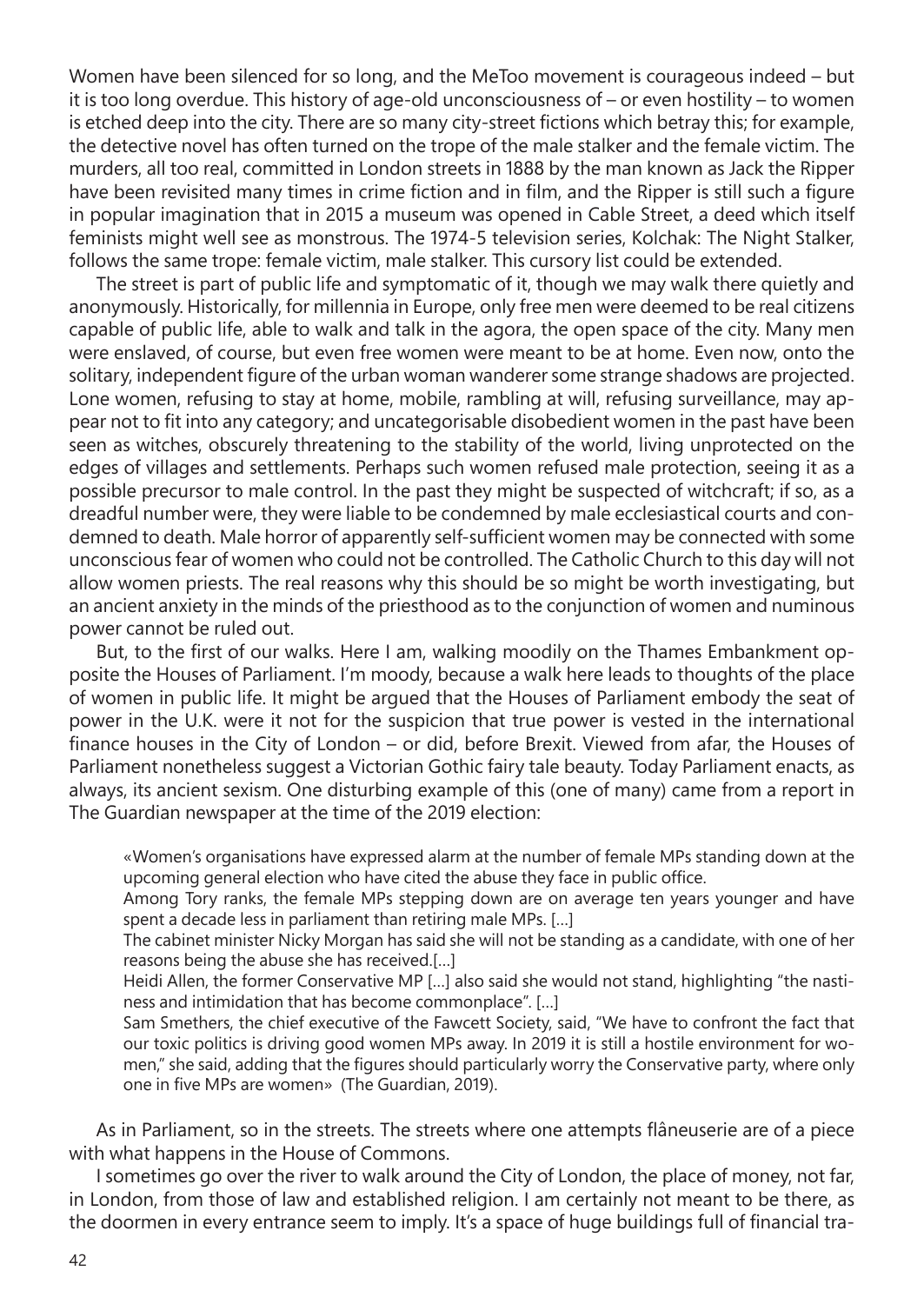Women have been silenced for so long, and the MeToo movement is courageous indeed – but it is too long overdue. This history of age-old unconsciousness of – or even hostility – to women is etched deep into the city. There are so many city-street fictions which betray this; for example, the detective novel has often turned on the trope of the male stalker and the female victim. The murders, all too real, committed in London streets in 1888 by the man known as Jack the Ripper have been revisited many times in crime fiction and in film, and the Ripper is still such a figure in popular imagination that in 2015 a museum was opened in Cable Street, a deed which itself feminists might well see as monstrous. The 1974-5 television series, Kolchak: The Night Stalker, follows the same trope: female victim, male stalker. This cursory list could be extended.

The street is part of public life and symptomatic of it, though we may walk there quietly and anonymously. Historically, for millennia in Europe, only free men were deemed to be real citizens capable of public life, able to walk and talk in the agora, the open space of the city. Many men were enslaved, of course, but even free women were meant to be at home. Even now, onto the solitary, independent figure of the urban woman wanderer some strange shadows are projected. Lone women, refusing to stay at home, mobile, rambling at will, refusing surveillance, may appear not to fit into any category; and uncategorisable disobedient women in the past have been seen as witches, obscurely threatening to the stability of the world, living unprotected on the edges of villages and settlements. Perhaps such women refused male protection, seeing it as a possible precursor to male control. In the past they might be suspected of witchcraft; if so, as a dreadful number were, they were liable to be condemned by male ecclesiastical courts and condemned to death. Male horror of apparently self-sufficient women may be connected with some unconscious fear of women who could not be controlled. The Catholic Church to this day will not allow women priests. The real reasons why this should be so might be worth investigating, but an ancient anxiety in the minds of the priesthood as to the conjunction of women and numinous power cannot be ruled out.

But, to the first of our walks. Here I am, walking moodily on the Thames Embankment opposite the Houses of Parliament. I'm moody, because a walk here leads to thoughts of the place of women in public life. It might be argued that the Houses of Parliament embody the seat of power in the U.K. were it not for the suspicion that true power is vested in the international finance houses in the City of London – or did, before Brexit. Viewed from afar, the Houses of Parliament nonetheless suggest a Victorian Gothic fairy tale beauty. Today Parliament enacts, as always, its ancient sexism. One disturbing example of this (one of many) came from a report in The Guardian newspaper at the time of the 2019 election:

> «Women's organisations have expressed alarm at the number of female MPs standing down at the upcoming general election who have cited the abuse they face in public office.
>
> Among Tory ranks, the female MPs stepping down are on average ten years younger and have spent a decade less in parliament than retiring male MPs. [...]
>
> The cabinet minister Nicky Morgan has said she will not be standing as a candidate, with one of her reasons being the abuse she has received.[...]
>
> Heidi Allen, the former Conservative MP [...] also said she would not stand, highlighting "the nastiness and intimidation that has become commonplace". [...]
>
> Sam Smethers, the chief executive of the Fawcett Society, said, "We have to confront the fact that our toxic politics is driving good women MPs away. In 2019 it is still a hostile environment for women," she said, adding that the figures should particularly worry the Conservative party, where only one in five MPs are women» (The Guardian, 2019).

As in Parliament, so in the streets. The streets where one attempts flâneuserie are of a piece with what happens in the House of Commons.

I sometimes go over the river to walk around the City of London, the place of money, not far, in London, from those of law and established religion. I am certainly not meant to be there, as the doormen in every entrance seem to imply. It's a space of huge buildings full of financial tra-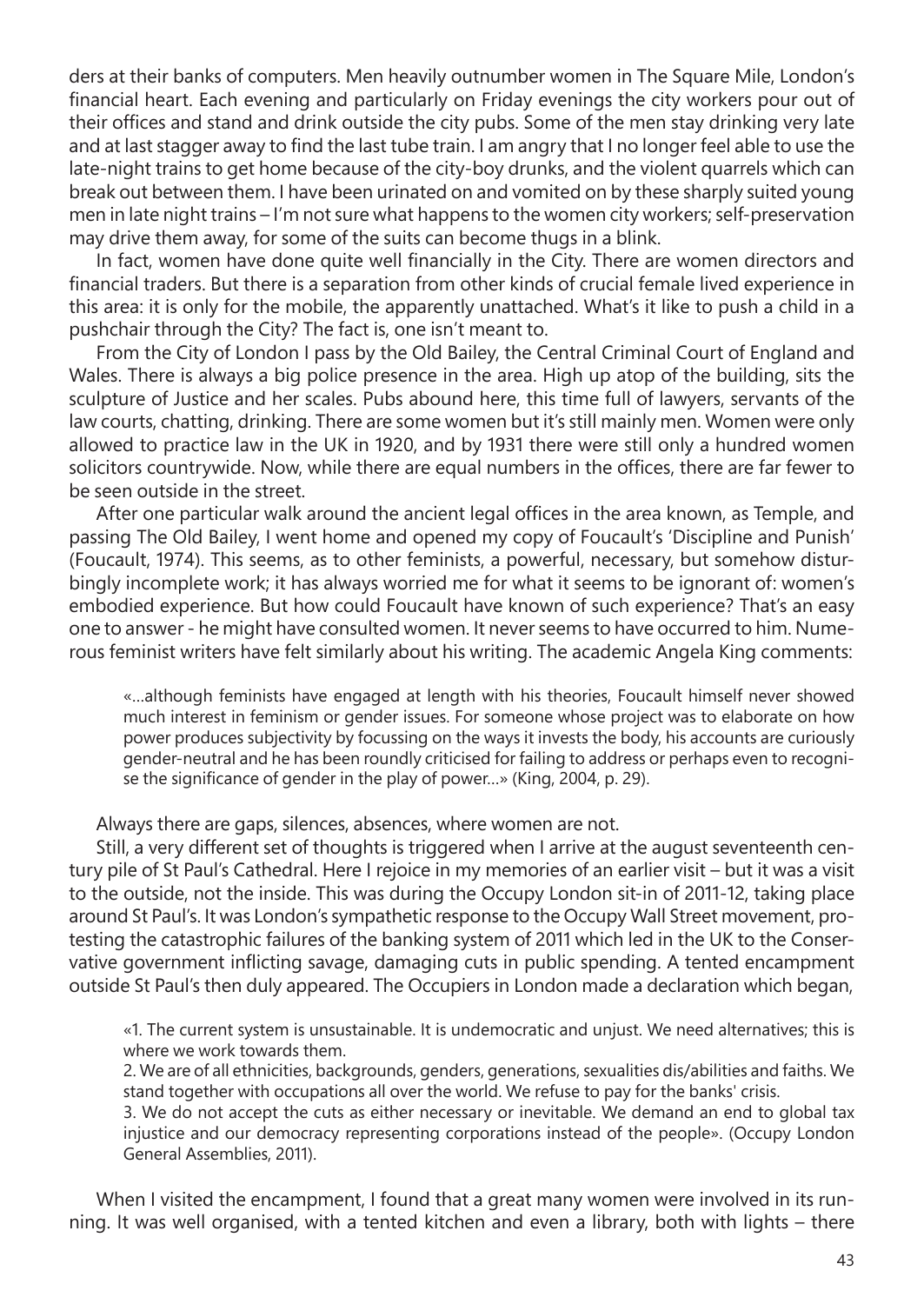ders at their banks of computers. Men heavily outnumber women in The Square Mile, London's financial heart. Each evening and particularly on Friday evenings the city workers pour out of their offices and stand and drink outside the city pubs. Some of the men stay drinking very late and at last stagger away to find the last tube train. I am angry that I no longer feel able to use the late-night trains to get home because of the city-boy drunks, and the violent quarrels which can break out between them. I have been urinated on and vomited on by these sharply suited young men in late night trains – I'm not sure what happens to the women city workers; self-preservation may drive them away, for some of the suits can become thugs in a blink.

In fact, women have done quite well financially in the City. There are women directors and financial traders. But there is a separation from other kinds of crucial female lived experience in this area: it is only for the mobile, the apparently unattached. What's it like to push a child in a pushchair through the City? The fact is, one isn't meant to.

From the City of London I pass by the Old Bailey, the Central Criminal Court of England and Wales. There is always a big police presence in the area. High up atop of the building, sits the sculpture of Justice and her scales. Pubs abound here, this time full of lawyers, servants of the law courts, chatting, drinking. There are some women but it's still mainly men. Women were only allowed to practice law in the UK in 1920, and by 1931 there were still only a hundred women solicitors countrywide. Now, while there are equal numbers in the offices, there are far fewer to be seen outside in the street.

After one particular walk around the ancient legal offices in the area known, as Temple, and passing The Old Bailey, I went home and opened my copy of Foucault's 'Discipline and Punish' (Foucault, 1974). This seems, as to other feminists, a powerful, necessary, but somehow disturbingly incomplete work; it has always worried me for what it seems to be ignorant of: women's embodied experience. But how could Foucault have known of such experience? That's an easy one to answer - he might have consulted women. It never seems to have occurred to him. Numerous feminist writers have felt similarly about his writing. The academic Angela King comments:

> «...although feminists have engaged at length with his theories, Foucault himself never showed much interest in feminism or gender issues. For someone whose project was to elaborate on how power produces subjectivity by focussing on the ways it invests the body, his accounts are curiously gender-neutral and he has been roundly criticised for failing to address or perhaps even to recognise the significance of gender in the play of power...» (King, 2004, p. 29).

Always there are gaps, silences, absences, where women are not.

Still, a very different set of thoughts is triggered when I arrive at the august seventeenth century pile of St Paul's Cathedral. Here I rejoice in my memories of an earlier visit – but it was a visit to the outside, not the inside. This was during the Occupy London sit-in of 2011-12, taking place around St Paul's. It was London's sympathetic response to the Occupy Wall Street movement, protesting the catastrophic failures of the banking system of 2011 which led in the UK to the Conservative government inflicting savage, damaging cuts in public spending. A tented encampment outside St Paul's then duly appeared. The Occupiers in London made a declaration which began,

> «1. The current system is unsustainable. It is undemocratic and unjust. We need alternatives; this is where we work towards them.
>
> 2. We are of all ethnicities, backgrounds, genders, generations, sexualities dis/abilities and faiths. We stand together with occupations all over the world. We refuse to pay for the banks' crisis.
>
> 3. We do not accept the cuts as either necessary or inevitable. We demand an end to global tax injustice and our democracy representing corporations instead of the people». (Occupy London General Assemblies, 2011).

When I visited the encampment, I found that a great many women were involved in its running. It was well organised, with a tented kitchen and even a library, both with lights – there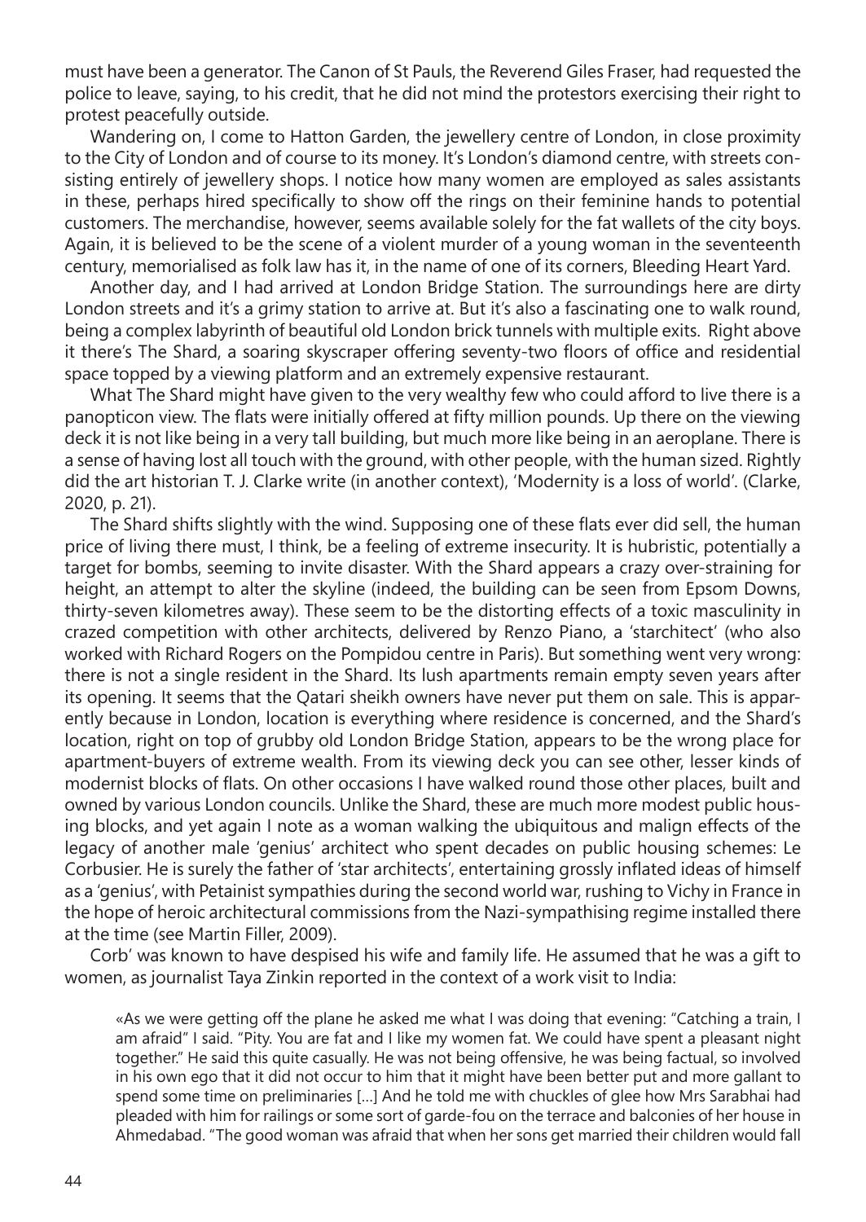must have been a generator. The Canon of St Pauls, the Reverend Giles Fraser, had requested the police to leave, saying, to his credit, that he did not mind the protestors exercising their right to protest peacefully outside.

Wandering on, I come to Hatton Garden, the jewellery centre of London, in close proximity to the City of London and of course to its money. It's London's diamond centre, with streets consisting entirely of jewellery shops. I notice how many women are employed as sales assistants in these, perhaps hired specifically to show off the rings on their feminine hands to potential customers. The merchandise, however, seems available solely for the fat wallets of the city boys. Again, it is believed to be the scene of a violent murder of a young woman in the seventeenth century, memorialised as folk law has it, in the name of one of its corners, Bleeding Heart Yard.

Another day, and I had arrived at London Bridge Station. The surroundings here are dirty London streets and it's a grimy station to arrive at. But it's also a fascinating one to walk round, being a complex labyrinth of beautiful old London brick tunnels with multiple exits. Right above it there's The Shard, a soaring skyscraper offering seventy-two floors of office and residential space topped by a viewing platform and an extremely expensive restaurant.

What The Shard might have given to the very wealthy few who could afford to live there is a panopticon view. The flats were initially offered at fifty million pounds. Up there on the viewing deck it is not like being in a very tall building, but much more like being in an aeroplane. There is a sense of having lost all touch with the ground, with other people, with the human sized. Rightly did the art historian T. J. Clarke write (in another context), 'Modernity is a loss of world'. (Clarke, 2020, p. 21).

The Shard shifts slightly with the wind. Supposing one of these flats ever did sell, the human price of living there must, I think, be a feeling of extreme insecurity. It is hubristic, potentially a target for bombs, seeming to invite disaster. With the Shard appears a crazy over-straining for height, an attempt to alter the skyline (indeed, the building can be seen from Epsom Downs, thirty-seven kilometres away). These seem to be the distorting effects of a toxic masculinity in crazed competition with other architects, delivered by Renzo Piano, a 'starchitect' (who also worked with Richard Rogers on the Pompidou centre in Paris). But something went very wrong: there is not a single resident in the Shard. Its lush apartments remain empty seven years after its opening. It seems that the Qatari sheikh owners have never put them on sale. This is apparently because in London, location is everything where residence is concerned, and the Shard's location, right on top of grubby old London Bridge Station, appears to be the wrong place for apartment-buyers of extreme wealth. From its viewing deck you can see other, lesser kinds of modernist blocks of flats. On other occasions I have walked round those other places, built and owned by various London councils. Unlike the Shard, these are much more modest public housing blocks, and yet again I note as a woman walking the ubiquitous and malign effects of the legacy of another male 'genius' architect who spent decades on public housing schemes: Le Corbusier. He is surely the father of 'star architects', entertaining grossly inflated ideas of himself as a 'genius', with Petainist sympathies during the second world war, rushing to Vichy in France in the hope of heroic architectural commissions from the Nazi-sympathising regime installed there at the time (see Martin Filler, 2009).

Corb' was known to have despised his wife and family life. He assumed that he was a gift to women, as journalist Taya Zinkin reported in the context of a work visit to India:

> «As we were getting off the plane he asked me what I was doing that evening: "Catching a train, I am afraid" I said. "Pity. You are fat and I like my women fat. We could have spent a pleasant night together." He said this quite casually. He was not being offensive, he was being factual, so involved in his own ego that it did not occur to him that it might have been better put and more gallant to spend some time on preliminaries […] And he told me with chuckles of glee how Mrs Sarabhai had pleaded with him for railings or some sort of garde-fou on the terrace and balconies of her house in Ahmedabad. "The good woman was afraid that when her sons get married their children would fall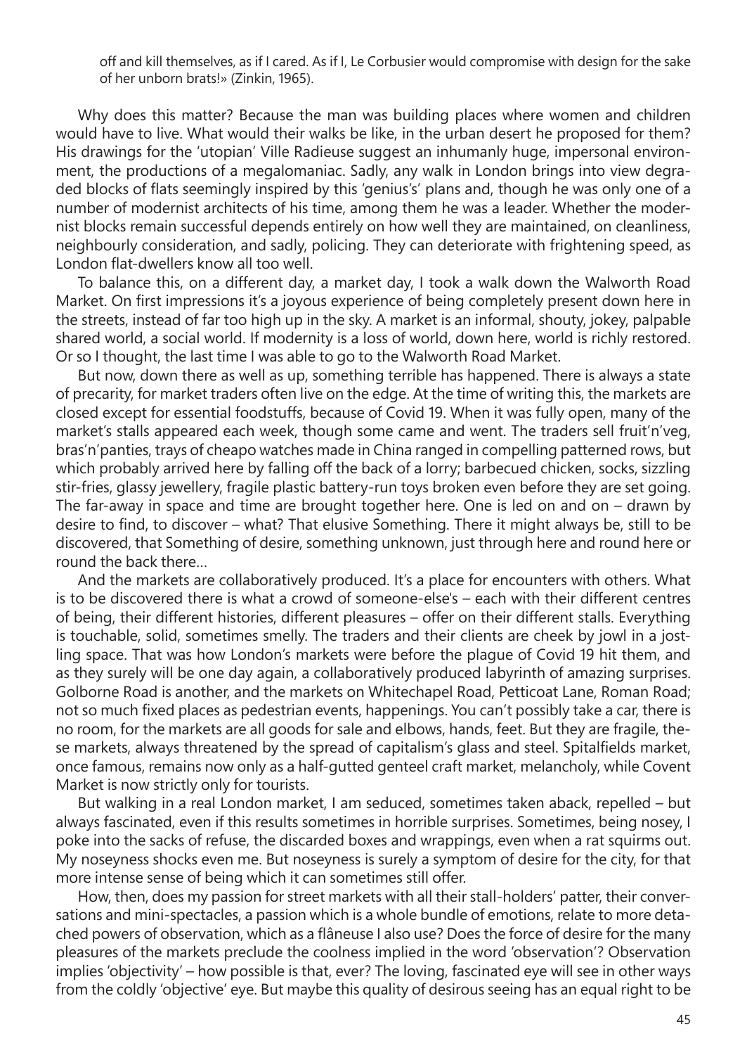off and kill themselves, as if I cared. As if I, Le Corbusier would compromise with design for the sake of her unborn brats!» (Zinkin, 1965).

Why does this matter? Because the man was building places where women and children would have to live. What would their walks be like, in the urban desert he proposed for them? His drawings for the 'utopian' Ville Radieuse suggest an inhumanly huge, impersonal environment, the productions of a megalomaniac. Sadly, any walk in London brings into view degraded blocks of flats seemingly inspired by this 'genius's' plans and, though he was only one of a number of modernist architects of his time, among them he was a leader. Whether the modernist blocks remain successful depends entirely on how well they are maintained, on cleanliness, neighbourly consideration, and sadly, policing. They can deteriorate with frightening speed, as London flat-dwellers know all too well.

To balance this, on a different day, a market day, I took a walk down the Walworth Road Market. On first impressions it's a joyous experience of being completely present down here in the streets, instead of far too high up in the sky. A market is an informal, shouty, jokey, palpable shared world, a social world. If modernity is a loss of world, down here, world is richly restored. Or so I thought, the last time I was able to go to the Walworth Road Market.

But now, down there as well as up, something terrible has happened. There is always a state of precarity, for market traders often live on the edge. At the time of writing this, the markets are closed except for essential foodstuffs, because of Covid 19. When it was fully open, many of the market's stalls appeared each week, though some came and went. The traders sell fruit'n'veg, bras'n'panties, trays of cheapo watches made in China ranged in compelling patterned rows, but which probably arrived here by falling off the back of a lorry; barbecued chicken, socks, sizzling stir-fries, glassy jewellery, fragile plastic battery-run toys broken even before they are set going. The far-away in space and time are brought together here. One is led on and on – drawn by desire to find, to discover – what? That elusive Something. There it might always be, still to be discovered, that Something of desire, something unknown, just through here and round here or round the back there…

And the markets are collaboratively produced. It's a place for encounters with others. What is to be discovered there is what a crowd of someone-else's – each with their different centres of being, their different histories, different pleasures – offer on their different stalls. Everything is touchable, solid, sometimes smelly. The traders and their clients are cheek by jowl in a jostling space. That was how London's markets were before the plague of Covid 19 hit them, and as they surely will be one day again, a collaboratively produced labyrinth of amazing surprises. Golborne Road is another, and the markets on Whitechapel Road, Petticoat Lane, Roman Road; not so much fixed places as pedestrian events, happenings. You can't possibly take a car, there is no room, for the markets are all goods for sale and elbows, hands, feet. But they are fragile, these markets, always threatened by the spread of capitalism's glass and steel. Spitalfields market, once famous, remains now only as a half-gutted genteel craft market, melancholy, while Covent Market is now strictly only for tourists.

But walking in a real London market, I am seduced, sometimes taken aback, repelled – but always fascinated, even if this results sometimes in horrible surprises. Sometimes, being nosey, I poke into the sacks of refuse, the discarded boxes and wrappings, even when a rat squirms out. My noseyness shocks even me. But noseyness is surely a symptom of desire for the city, for that more intense sense of being which it can sometimes still offer.

How, then, does my passion for street markets with all their stall-holders' patter, their conversations and mini-spectacles, a passion which is a whole bundle of emotions, relate to more detached powers of observation, which as a flâneuse I also use? Does the force of desire for the many pleasures of the markets preclude the coolness implied in the word 'observation'? Observation implies 'objectivity' – how possible is that, ever? The loving, fascinated eye will see in other ways from the coldly 'objective' eye. But maybe this quality of desirous seeing has an equal right to be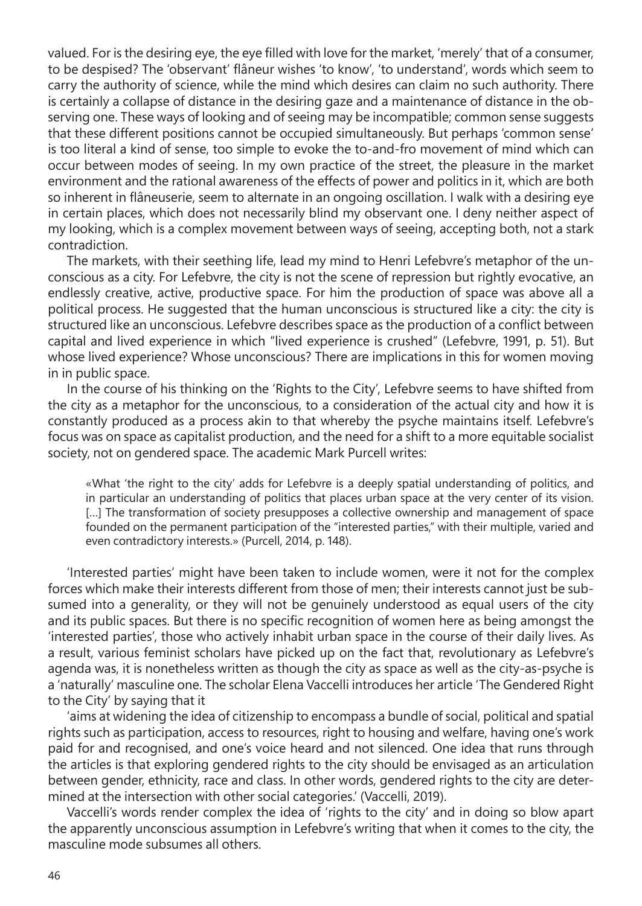valued. For is the desiring eye, the eye filled with love for the market, 'merely' that of a consumer, to be despised? The 'observant' flâneur wishes 'to know', 'to understand', words which seem to carry the authority of science, while the mind which desires can claim no such authority. There is certainly a collapse of distance in the desiring gaze and a maintenance of distance in the observing one. These ways of looking and of seeing may be incompatible; common sense suggests that these different positions cannot be occupied simultaneously. But perhaps 'common sense' is too literal a kind of sense, too simple to evoke the to-and-fro movement of mind which can occur between modes of seeing. In my own practice of the street, the pleasure in the market environment and the rational awareness of the effects of power and politics in it, which are both so inherent in flâneuserie, seem to alternate in an ongoing oscillation. I walk with a desiring eye in certain places, which does not necessarily blind my observant one. I deny neither aspect of my looking, which is a complex movement between ways of seeing, accepting both, not a stark contradiction.

The markets, with their seething life, lead my mind to Henri Lefebvre's metaphor of the unconscious as a city. For Lefebvre, the city is not the scene of repression but rightly evocative, an endlessly creative, active, productive space. For him the production of space was above all a political process. He suggested that the human unconscious is structured like a city: the city is structured like an unconscious. Lefebvre describes space as the production of a conflict between capital and lived experience in which "lived experience is crushed" (Lefebvre, 1991, p. 51). But whose lived experience? Whose unconscious? There are implications in this for women moving in in public space.

In the course of his thinking on the 'Rights to the City', Lefebvre seems to have shifted from the city as a metaphor for the unconscious, to a consideration of the actual city and how it is constantly produced as a process akin to that whereby the psyche maintains itself. Lefebvre's focus was on space as capitalist production, and the need for a shift to a more equitable socialist society, not on gendered space. The academic Mark Purcell writes:

> «What 'the right to the city' adds for Lefebvre is a deeply spatial understanding of politics, and in particular an understanding of politics that places urban space at the very center of its vision. [...] The transformation of society presupposes a collective ownership and management of space founded on the permanent participation of the "interested parties," with their multiple, varied and even contradictory interests.» (Purcell, 2014, p. 148).

'Interested parties' might have been taken to include women, were it not for the complex forces which make their interests different from those of men; their interests cannot just be subsumed into a generality, or they will not be genuinely understood as equal users of the city and its public spaces. But there is no specific recognition of women here as being amongst the 'interested parties', those who actively inhabit urban space in the course of their daily lives. As a result, various feminist scholars have picked up on the fact that, revolutionary as Lefebvre's agenda was, it is nonetheless written as though the city as space as well as the city-as-psyche is a 'naturally' masculine one. The scholar Elena Vaccelli introduces her article 'The Gendered Right to the City' by saying that it

'aims at widening the idea of citizenship to encompass a bundle of social, political and spatial rights such as participation, access to resources, right to housing and welfare, having one's work paid for and recognised, and one's voice heard and not silenced. One idea that runs through the articles is that exploring gendered rights to the city should be envisaged as an articulation between gender, ethnicity, race and class. In other words, gendered rights to the city are determined at the intersection with other social categories.' (Vaccelli, 2019).

Vaccelli's words render complex the idea of 'rights to the city' and in doing so blow apart the apparently unconscious assumption in Lefebvre's writing that when it comes to the city, the masculine mode subsumes all others.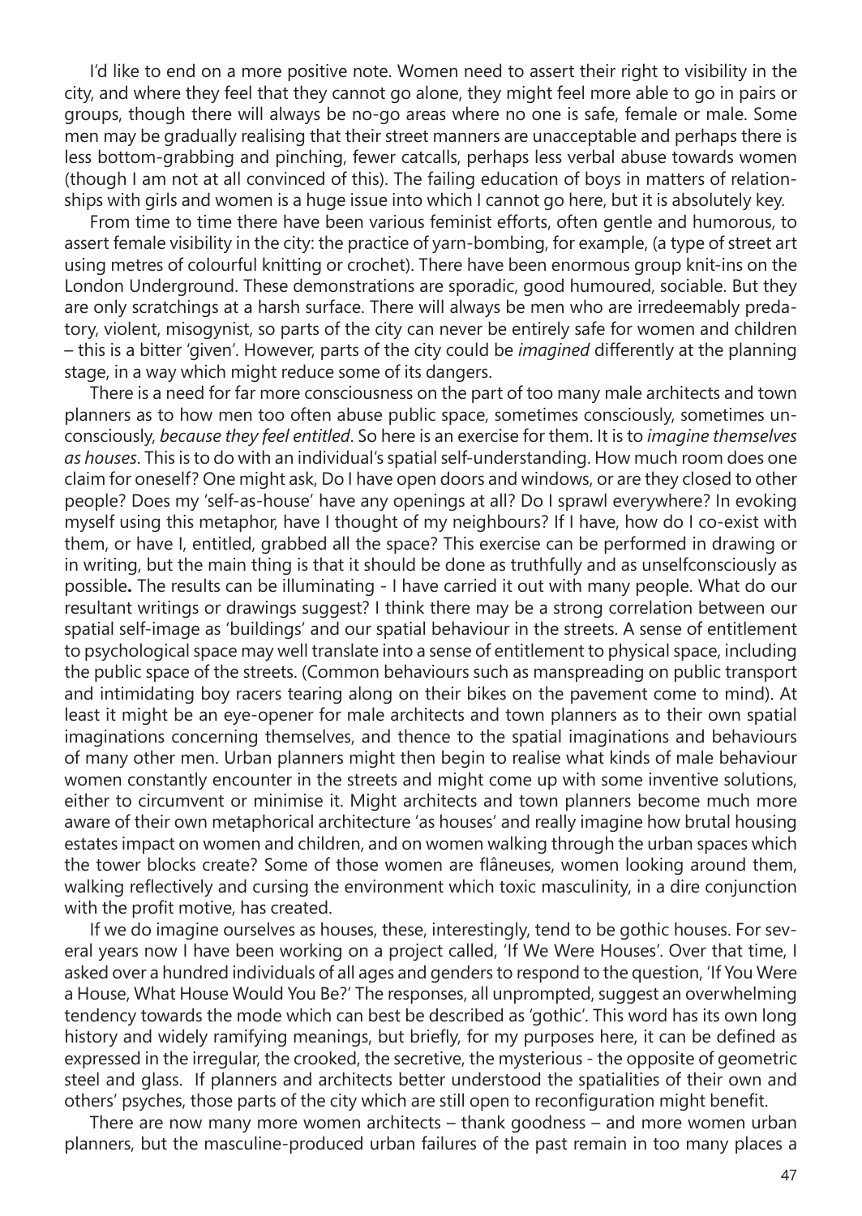I'd like to end on a more positive note. Women need to assert their right to visibility in the city, and where they feel that they cannot go alone, they might feel more able to go in pairs or groups, though there will always be no-go areas where no one is safe, female or male. Some men may be gradually realising that their street manners are unacceptable and perhaps there is less bottom-grabbing and pinching, fewer catcalls, perhaps less verbal abuse towards women (though I am not at all convinced of this). The failing education of boys in matters of relationships with girls and women is a huge issue into which I cannot go here, but it is absolutely key.

From time to time there have been various feminist efforts, often gentle and humorous, to assert female visibility in the city: the practice of yarn-bombing, for example, (a type of street art using metres of colourful knitting or crochet). There have been enormous group knit-ins on the London Underground. These demonstrations are sporadic, good humoured, sociable. But they are only scratchings at a harsh surface. There will always be men who are irredeemably predatory, violent, misogynist, so parts of the city can never be entirely safe for women and children – this is a bitter 'given'. However, parts of the city could be *imagined* differently at the planning stage, in a way which might reduce some of its dangers.

There is a need for far more consciousness on the part of too many male architects and town planners as to how men too often abuse public space, sometimes consciously, sometimes unconsciously, *because they feel entitled*. So here is an exercise for them. It is to *imagine themselves as houses*. This is to do with an individual's spatial self-understanding. How much room does one claim for oneself? One might ask, Do I have open doors and windows, or are they closed to other people? Does my 'self-as-house' have any openings at all? Do I sprawl everywhere? In evoking myself using this metaphor, have I thought of my neighbours? If I have, how do I co-exist with them, or have I, entitled, grabbed all the space? This exercise can be performed in drawing or in writing, but the main thing is that it should be done as truthfully and as unselfconsciously as possible**.** The results can be illuminating - I have carried it out with many people. What do our resultant writings or drawings suggest? I think there may be a strong correlation between our spatial self-image as 'buildings' and our spatial behaviour in the streets. A sense of entitlement to psychological space may well translate into a sense of entitlement to physical space, including the public space of the streets. (Common behaviours such as manspreading on public transport and intimidating boy racers tearing along on their bikes on the pavement come to mind). At least it might be an eye-opener for male architects and town planners as to their own spatial imaginations concerning themselves, and thence to the spatial imaginations and behaviours of many other men. Urban planners might then begin to realise what kinds of male behaviour women constantly encounter in the streets and might come up with some inventive solutions, either to circumvent or minimise it. Might architects and town planners become much more aware of their own metaphorical architecture 'as houses' and really imagine how brutal housing estates impact on women and children, and on women walking through the urban spaces which the tower blocks create? Some of those women are flâneuses, women looking around them, walking reflectively and cursing the environment which toxic masculinity, in a dire conjunction with the profit motive, has created.

If we do imagine ourselves as houses, these, interestingly, tend to be gothic houses. For several years now I have been working on a project called, 'If We Were Houses'. Over that time, I asked over a hundred individuals of all ages and genders to respond to the question, 'If You Were a House, What House Would You Be?' The responses, all unprompted, suggest an overwhelming tendency towards the mode which can best be described as 'gothic'. This word has its own long history and widely ramifying meanings, but briefly, for my purposes here, it can be defined as expressed in the irregular, the crooked, the secretive, the mysterious - the opposite of geometric steel and glass. If planners and architects better understood the spatialities of their own and others' psyches, those parts of the city which are still open to reconfiguration might benefit.

There are now many more women architects – thank goodness – and more women urban planners, but the masculine-produced urban failures of the past remain in too many places a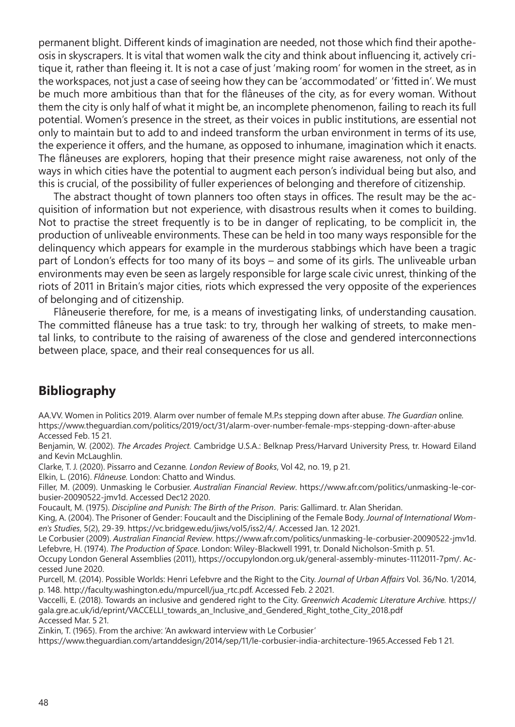permanent blight. Different kinds of imagination are needed, not those which find their apotheosis in skyscrapers. It is vital that women walk the city and think about influencing it, actively critique it, rather than fleeing it. It is not a case of just 'making room' for women in the street, as in the workspaces, not just a case of seeing how they can be 'accommodated' or 'fitted in'. We must be much more ambitious than that for the flâneuses of the city, as for every woman. Without them the city is only half of what it might be, an incomplete phenomenon, failing to reach its full potential. Women's presence in the street, as their voices in public institutions, are essential not only to maintain but to add to and indeed transform the urban environment in terms of its use, the experience it offers, and the humane, as opposed to inhumane, imagination which it enacts. The flâneuses are explorers, hoping that their presence might raise awareness, not only of the ways in which cities have the potential to augment each person's individual being but also, and this is crucial, of the possibility of fuller experiences of belonging and therefore of citizenship.

The abstract thought of town planners too often stays in offices. The result may be the acquisition of information but not experience, with disastrous results when it comes to building. Not to practise the street frequently is to be in danger of replicating, to be complicit in, the production of unliveable environments. These can be held in too many ways responsible for the delinquency which appears for example in the murderous stabbings which have been a tragic part of London's effects for too many of its boys – and some of its girls. The unliveable urban environments may even be seen as largely responsible for large scale civic unrest, thinking of the riots of 2011 in Britain's major cities, riots which expressed the very opposite of the experiences of belonging and of citizenship.

Flâneuserie therefore, for me, is a means of investigating links, of understanding causation. The committed flâneuse has a true task: to try, through her walking of streets, to make mental links, to contribute to the raising of awareness of the close and gendered interconnections between place, space, and their real consequences for us all.

## Bibliography

AA.VV. Women in Politics 2019. Alarm over number of female M.P.s stepping down after abuse. *The Guardian* online. https://www.theguardian.com/politics/2019/oct/31/alarm-over-number-female-mps-stepping-down-after-abuse Accessed Feb. 15 21.

Benjamin, W. (2002). *The Arcades Project.* Cambridge U.S.A.: Belknap Press/Harvard University Press, tr. Howard Eiland and Kevin McLaughlin.

Clarke, T. J. (2020). Pissarro and Cezanne*. London Review of Books*, Vol 42, no. 19, p 21.

Elkin, L. (2016). *Flâneuse.* London: Chatto and Windus.

Filler, M. (2009). Unmasking le Corbusier. *Australian Financial Review*. https://www.afr.com/politics/unmasking-le-corbusier-20090522-jmv1d. Accessed Dec12 2020.

Foucault, M. (1975). *Discipline and Punish: The Birth of the Prison*. Paris: Gallimard. tr. Alan Sheridan.

King, A. (2004). The Prisoner of Gender: Foucault and the Disciplining of the Female Body. *Journal of International Women's Studies*, 5(2), 29-39. https://vc.bridgew.edu/jiws/vol5/iss2/4/. Accessed Jan. 12 2021.

Le Corbusier (2009). *Australian Financial Review*. https://www.afr.com/politics/unmasking-le-corbusier-20090522-jmv1d.

Lefebvre, H. (1974). *The Production of Space*. London: Wiley-Blackwell 1991, tr. Donald Nicholson-Smith p. 51.

Occupy London General Assemblies (2011), https://occupylondon.org.uk/general-assembly-minutes-1112011-7pm/. Accessed June 2020.

Purcell, M. (2014). Possible Worlds: Henri Lefebvre and the Right to the City. *Journal of Urban Affairs* Vol. 36/No. 1/2014, p. 148. http://faculty.washington.edu/mpurcell/jua_rtc.pdf. Accessed Feb. 2 2021.

Vaccelli, E. (2018). Towards an inclusive and gendered right to the City. *Greenwich Academic Literature Archive.* https://gala.gre.ac.uk/id/eprint/VACCELLI_towards_an_Inclusive_and_Gendered_Right_tothe_City_2018.pdf Accessed Mar. 5 21.

Zinkin, T. (1965). From the archive: 'An awkward interview with Le Corbusier' https://www.theguardian.com/artanddesign/2014/sep/11/le-corbusier-india-architecture-1965.Accessed Feb 1 21.